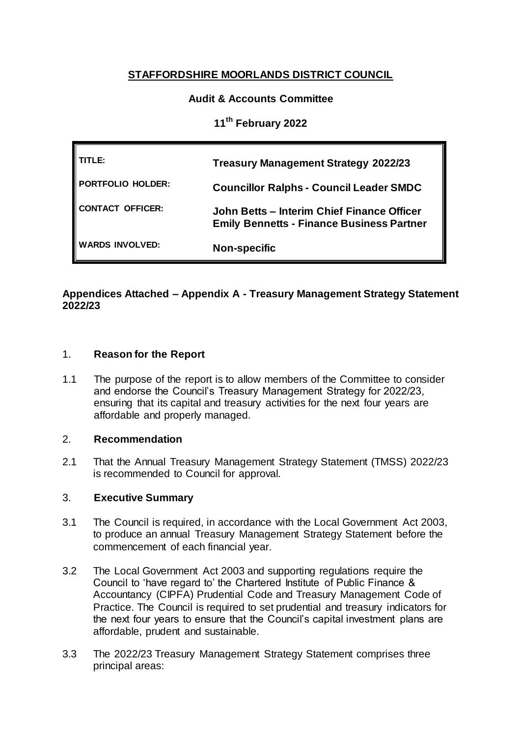# STAFFORDSHIRE MOORLANDS DISTRICT COUNCIL

**Audit & Accounts Committee**

**11th February 2022**

| | |
|---|---|
| **TITLE:** | **Treasury Management Strategy 2022/23** |
| **PORTFOLIO HOLDER:** | **Councillor Ralphs - Council Leader SMDC** |
| **CONTACT OFFICER:** | **John Betts – Interim Chief Finance Officer**<br>**Emily Bennetts - Finance Business Partner** |
| **WARDS INVOLVED:** | **Non-specific** |

**Appendices Attached – Appendix A - Treasury Management Strategy Statement 2022/23**

## 1. Reason for the Report

1.1 The purpose of the report is to allow members of the Committee to consider and endorse the Council's Treasury Management Strategy for 2022/23, ensuring that its capital and treasury activities for the next four years are affordable and properly managed.

## 2. Recommendation

2.1 That the Annual Treasury Management Strategy Statement (TMSS) 2022/23 is recommended to Council for approval.

## 3. Executive Summary

3.1 The Council is required, in accordance with the Local Government Act 2003, to produce an annual Treasury Management Strategy Statement before the commencement of each financial year.

3.2 The Local Government Act 2003 and supporting regulations require the Council to 'have regard to' the Chartered Institute of Public Finance & Accountancy (CIPFA) Prudential Code and Treasury Management Code of Practice. The Council is required to set prudential and treasury indicators for the next four years to ensure that the Council's capital investment plans are affordable, prudent and sustainable.

3.3 The 2022/23 Treasury Management Strategy Statement comprises three principal areas: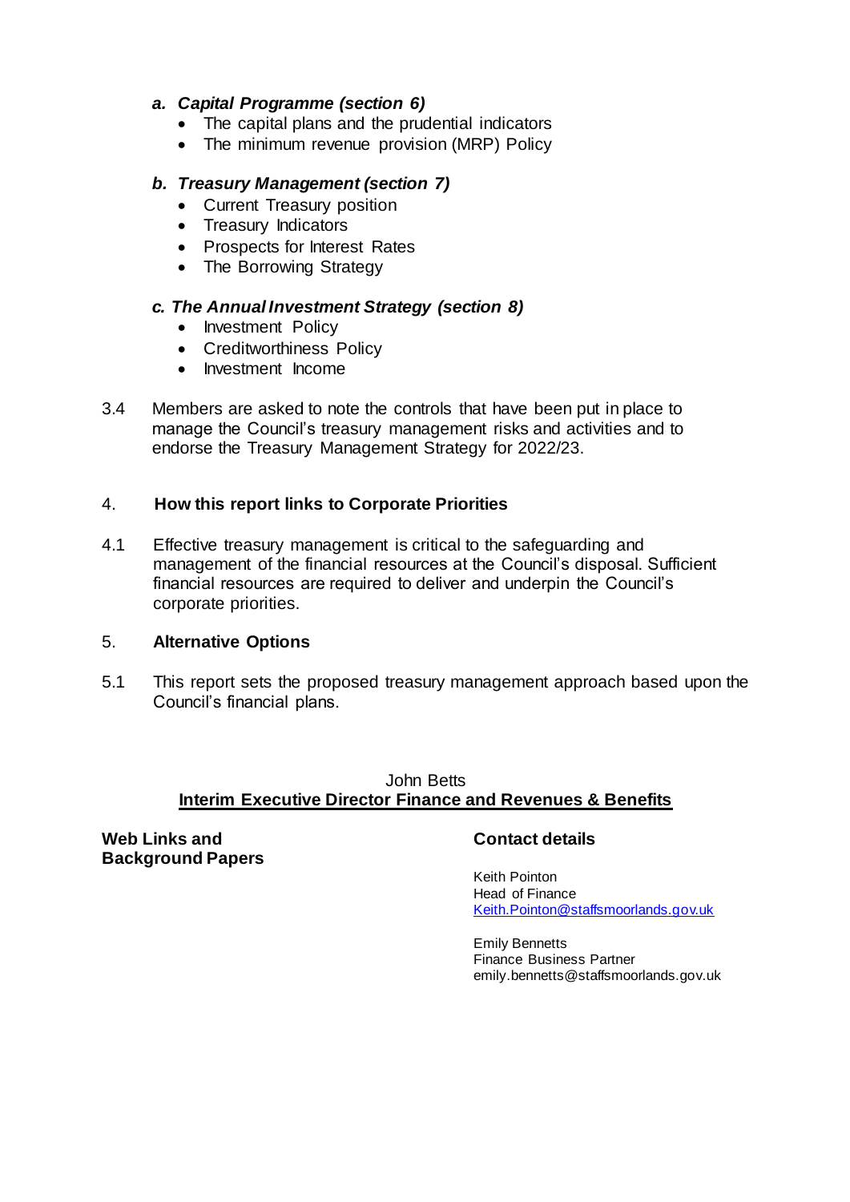***a. Capital Programme (section 6)***

- The capital plans and the prudential indicators
- The minimum revenue provision (MRP) Policy

***b. Treasury Management (section 7)***

- Current Treasury position
- Treasury Indicators
- Prospects for Interest Rates
- The Borrowing Strategy

***c. The Annual Investment Strategy (section 8)***

- Investment Policy
- Creditworthiness Policy
- Investment Income

3.4 Members are asked to note the controls that have been put in place to manage the Council's treasury management risks and activities and to endorse the Treasury Management Strategy for 2022/23.

## 4. How this report links to Corporate Priorities

4.1 Effective treasury management is critical to the safeguarding and management of the financial resources at the Council's disposal. Sufficient financial resources are required to deliver and underpin the Council's corporate priorities.

## 5. Alternative Options

5.1 This report sets the proposed treasury management approach based upon the Council's financial plans.

John Betts
**Interim Executive Director Finance and Revenues & Benefits**

**Web Links and Background Papers**

**Contact details**

Keith Pointon
Head of Finance
Keith.Pointon@staffsmoorlands.gov.uk

Emily Bennetts
Finance Business Partner
emily.bennetts@staffsmoorlands.gov.uk